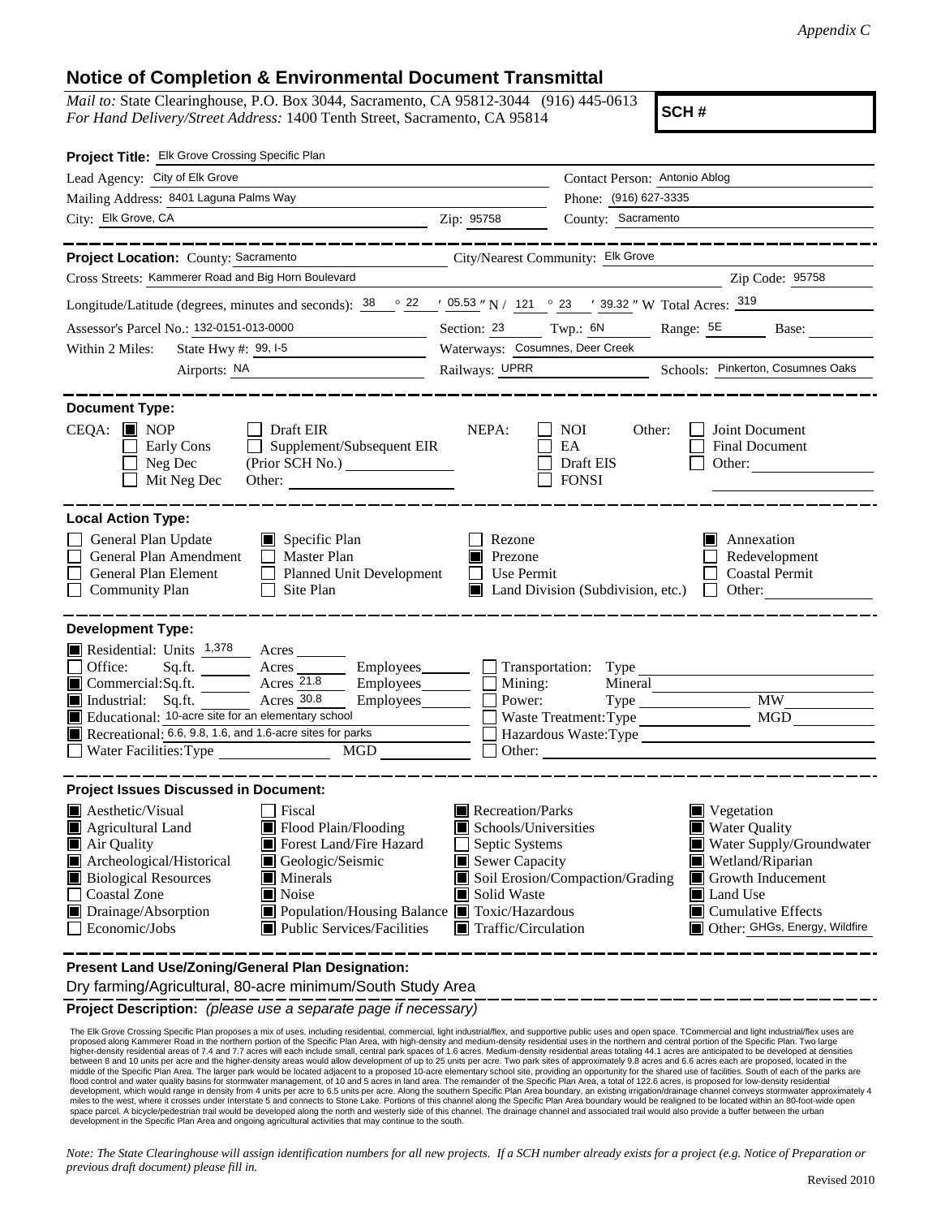*Appendix C*

# Notice of Completion & Environmental Document Transmittal

*Mail to:* State Clearinghouse, P.O. Box 3044, Sacramento, CA 95812-3044 (916) 445-0613
*For Hand Delivery/Street Address:* 1400 Tenth Street, Sacramento, CA 95814

**SCH #**

**Project Title:** Elk Grove Crossing Specific Plan

Lead Agency: City of Elk Grove
Contact Person: Antonio Ablog
Mailing Address: 8401 Laguna Palms Way
Phone: (916) 627-3335
City: Elk Grove, CA
Zip: 95758
County: Sacramento

---

**Project Location:** County: Sacramento
City/Nearest Community: Elk Grove
Cross Streets: Kammerer Road and Big Horn Boulevard
Zip Code: 95758
Longitude/Latitude (degrees, minutes and seconds): 38 ° 22 ′ 05.53 ″ N / 121 ° 23 ′ 39.32 ″ W Total Acres: 319
Assessor's Parcel No.: 132-0151-013-0000
Section: 23 Twp.: 6N Range: 5E Base:
Within 2 Miles: State Hwy #: 99, I-5
Waterways: Cosumnes, Deer Creek
Airports: NA
Railways: UPRR
Schools: Pinkerton, Cosumnes Oaks

---

**Document Type:**

CEQA:
- [x] NOP
- [ ] Early Cons
- [ ] Neg Dec
- [ ] Mit Neg Dec
- [ ] Draft EIR
- [ ] Supplement/Subsequent EIR (Prior SCH No.)
- Other:

NEPA:
- [ ] NOI
- [ ] EA
- [ ] Draft EIS
- [ ] FONSI

Other:
- [ ] Joint Document
- [ ] Final Document
- [ ] Other:

---

**Local Action Type:**

- [ ] General Plan Update
- [ ] General Plan Amendment
- [ ] General Plan Element
- [ ] Community Plan
- [x] Specific Plan
- [ ] Master Plan
- [ ] Planned Unit Development
- [ ] Site Plan
- [ ] Rezone
- [x] Prezone
- [ ] Use Permit
- [x] Land Division (Subdivision, etc.)
- [x] Annexation
- [ ] Redevelopment
- [ ] Coastal Permit
- [ ] Other:

---

**Development Type:**

- [x] Residential: Units 1,378 Acres
- [ ] Office: Sq.ft. Acres Employees
- [x] Commercial: Sq.ft. Acres 21.8 Employees
- [x] Industrial: Sq.ft. Acres 30.8 Employees
- [x] Educational: 10-acre site for an elementary school
- [x] Recreational: 6.6, 9.8, 1.6, and 1.6-acre sites for parks
- [ ] Water Facilities: Type MGD
- [ ] Transportation: Type
- [ ] Mining: Mineral
- [ ] Power: Type MW
- [ ] Waste Treatment: Type MGD
- [ ] Hazardous Waste: Type
- [ ] Other:

---

**Project Issues Discussed in Document:**

- [x] Aesthetic/Visual
- [x] Agricultural Land
- [x] Air Quality
- [x] Archeological/Historical
- [x] Biological Resources
- [ ] Coastal Zone
- [x] Drainage/Absorption
- [ ] Economic/Jobs
- [ ] Fiscal
- [x] Flood Plain/Flooding
- [x] Forest Land/Fire Hazard
- [x] Geologic/Seismic
- [x] Minerals
- [x] Noise
- [x] Population/Housing Balance
- [x] Public Services/Facilities
- [x] Recreation/Parks
- [x] Schools/Universities
- [ ] Septic Systems
- [x] Sewer Capacity
- [x] Soil Erosion/Compaction/Grading
- [x] Solid Waste
- [x] Toxic/Hazardous
- [x] Traffic/Circulation
- [x] Vegetation
- [x] Water Quality
- [x] Water Supply/Groundwater
- [x] Wetland/Riparian
- [x] Growth Inducement
- [x] Land Use
- [x] Cumulative Effects
- [x] Other: GHGs, Energy, Wildfire

---

**Present Land Use/Zoning/General Plan Designation:**

Dry farming/Agricultural, 80-acre minimum/South Study Area

**Project Description:** *(please use a separate page if necessary)*

The Elk Grove Crossing Specific Plan proposes a mix of uses, including residential, commercial, light industrial/flex, and supportive public uses and open space. TCommercial and light industrial/flex uses are proposed along Kammerer Road in the northern portion of the Specific Plan Area, with high-density and medium-density residential uses in the northern and central portion of the Specific Plan. Two large higher-density residential areas of 7.4 and 7.7 acres will each include small, central park spaces of 1.6 acres. Medium-density residential areas totaling 44.1 acres are anticipated to be developed at densities between 8 and 10 units per acre and the higher-density areas would allow development of up to 25 units per acre. Two park sites of approximately 9.8 acres and 6.6 acres each are proposed, located in the middle of the Specific Plan Area. The larger park would be located adjacent to a proposed 10-acre elementary school site, providing an opportunity for the shared use of facilities. South of each of the parks are flood control and water quality basins for stormwater management, of 10 and 5 acres in land area. The remainder of the Specific Plan Area, a total of 122.6 acres, is proposed for low-density residential development, which would range in density from 4 units per acre to 6.5 units per acre. Along the southern Specific Plan Area boundary, an existing irrigation/drainage channel conveys stormwater approximately 4 miles to the west, where it crosses under Interstate 5 and connects to Stone Lake. Portions of this channel along the Specific Plan Area boundary would be realigned to be located within an 80-foot-wide open space parcel. A bicycle/pedestrian trail would be developed along the north and westerly side of this channel. The drainage channel and associated trail would also provide a buffer between the urban development in the Specific Plan Area and ongoing agricultural activities that may continue to the south.

*Note: The State Clearinghouse will assign identification numbers for all new projects. If a SCH number already exists for a project (e.g. Notice of Preparation or previous draft document) please fill in.*

Revised 2010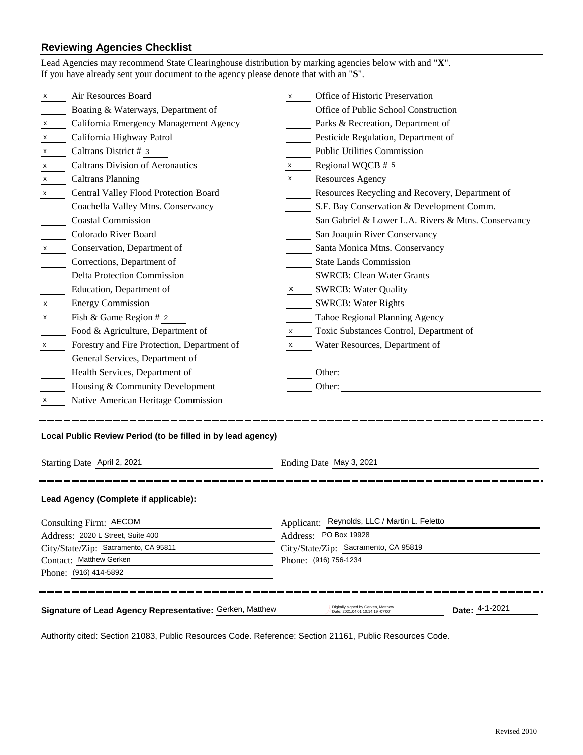## Reviewing Agencies Checklist

Lead Agencies may recommend State Clearinghouse distribution by marking agencies below with and "**X**".
If you have already sent your document to the agency please denote that with an "**S**".

| | | | |
|---|---|---|---|
| x | Air Resources Board | x | Office of Historic Preservation |
| | Boating & Waterways, Department of | | Office of Public School Construction |
| x | California Emergency Management Agency | | Parks & Recreation, Department of |
| x | California Highway Patrol | | Pesticide Regulation, Department of |
| x | Caltrans District # 3 | | Public Utilities Commission |
| x | Caltrans Division of Aeronautics | x | Regional WQCB # 5 |
| x | Caltrans Planning | x | Resources Agency |
| x | Central Valley Flood Protection Board | | Resources Recycling and Recovery, Department of |
| | Coachella Valley Mtns. Conservancy | | S.F. Bay Conservation & Development Comm. |
| | Coastal Commission | | San Gabriel & Lower L.A. Rivers & Mtns. Conservancy |
| | Colorado River Board | | San Joaquin River Conservancy |
| x | Conservation, Department of | | Santa Monica Mtns. Conservancy |
| | Corrections, Department of | | State Lands Commission |
| | Delta Protection Commission | | SWRCB: Clean Water Grants |
| | Education, Department of | x | SWRCB: Water Quality |
| x | Energy Commission | | SWRCB: Water Rights |
| x | Fish & Game Region # 2 | | Tahoe Regional Planning Agency |
| | Food & Agriculture, Department of | x | Toxic Substances Control, Department of |
| x | Forestry and Fire Protection, Department of | x | Water Resources, Department of |
| | General Services, Department of | | |
| | Health Services, Department of | | Other: |
| | Housing & Community Development | | Other: |
| x | Native American Heritage Commission | | |

---

### Local Public Review Period (to be filled in by lead agency)

Starting Date April 2, 2021 Ending Date May 3, 2021

---

### Lead Agency (Complete if applicable):

Consulting Firm: AECOM
Address: 2020 L Street, Suite 400
City/State/Zip: Sacramento, CA 95811
Contact: Matthew Gerken
Phone: (916) 414-5892

Applicant: Reynolds, LLC / Martin L. Feletto
Address: PO Box 19928
City/State/Zip: Sacramento, CA 95819
Phone: (916) 756-1234

---

**Signature of Lead Agency Representative:** Gerken, Matthew Digitally signed by Gerken, Matthew Date: 2021.04.01 10:14:19 -07'00' **Date:** 4-1-2021

Authority cited: Section 21083, Public Resources Code. Reference: Section 21161, Public Resources Code.

Revised 2010